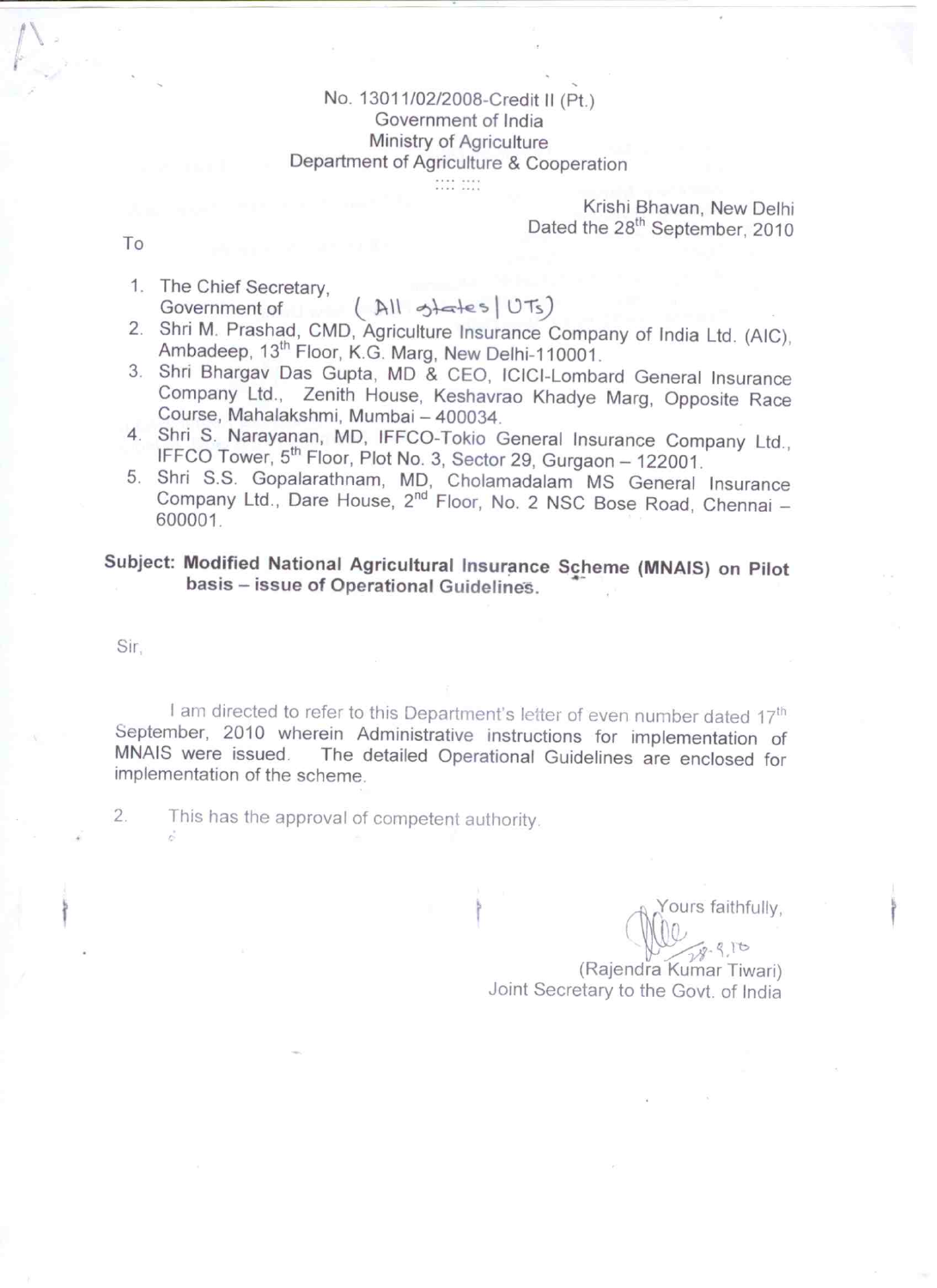No. 13011/02/2008-Credit II (Pt.)
Government of India
Ministry of Agriculture
Department of Agriculture & Cooperation

Krishi Bhavan, New Delhi
Dated the 28th September, 2010

To

1. The Chief Secretary,
   Government of (All States | UTs)
2. Shri M. Prashad, CMD, Agriculture Insurance Company of India Ltd. (AIC), Ambadeep, 13th Floor, K.G. Marg, New Delhi-110001.
3. Shri Bhargav Das Gupta, MD & CEO, ICICI-Lombard General Insurance Company Ltd., Zenith House, Keshavrao Khadye Marg, Opposite Race Course, Mahalakshmi, Mumbai – 400034.
4. Shri S. Narayanan, MD, IFFCO-Tokio General Insurance Company Ltd., IFFCO Tower, 5th Floor, Plot No. 3, Sector 29, Gurgaon – 122001.
5. Shri S.S. Gopalarathnam, MD, Cholamadalam MS General Insurance Company Ltd., Dare House, 2nd Floor, No. 2 NSC Bose Road, Chennai – 600001.

**Subject: Modified National Agricultural Insurance Scheme (MNAIS) on Pilot basis – issue of Operational Guidelines.**

Sir,

I am directed to refer to this Department's letter of even number dated 17th September, 2010 wherein Administrative instructions for implementation of MNAIS were issued. The detailed Operational Guidelines are enclosed for implementation of the scheme.

2. This has the approval of competent authority.

Yours faithfully,

28.9.10

(Rajendra Kumar Tiwari)
Joint Secretary to the Govt. of India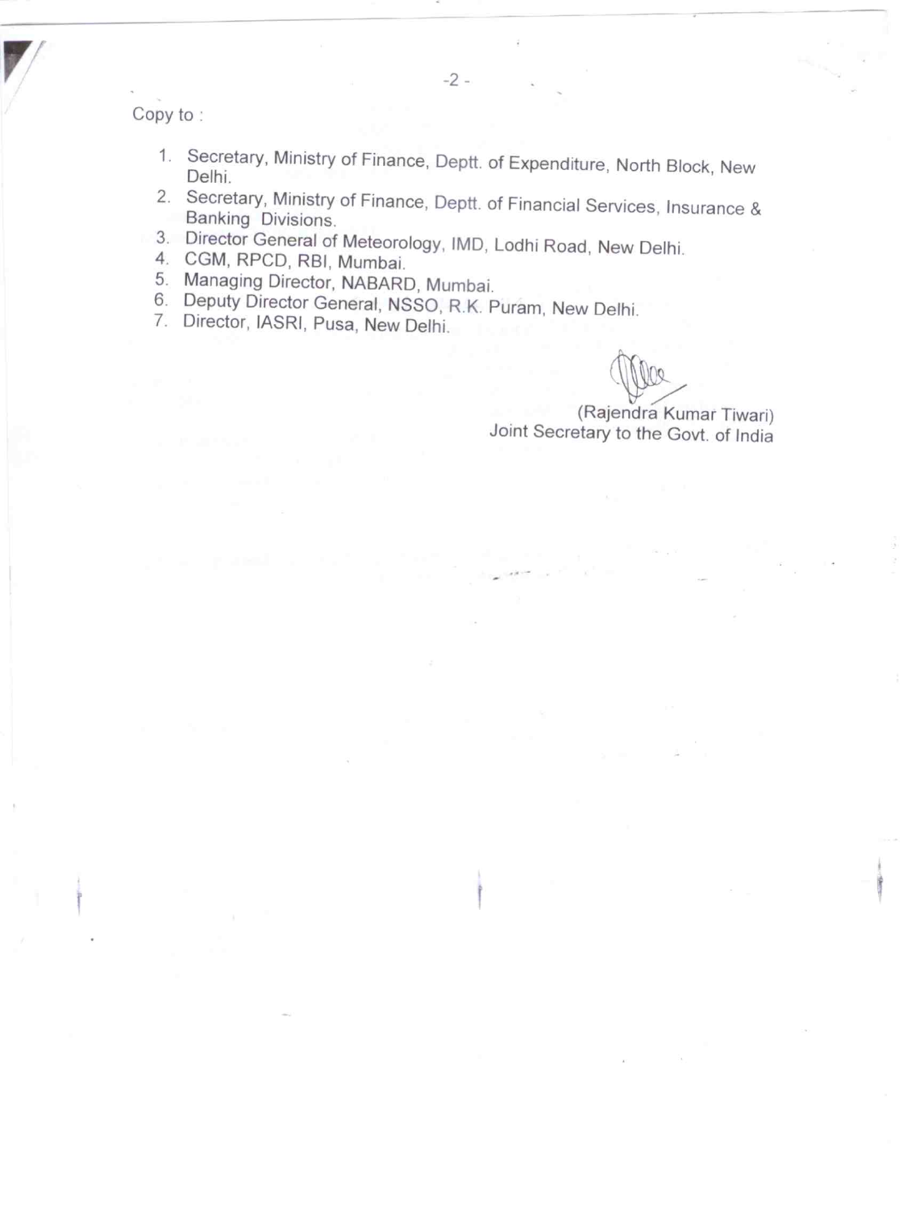Copy to :

1. Secretary, Ministry of Finance, Deptt. of Expenditure, North Block, New Delhi.
2. Secretary, Ministry of Finance, Deptt. of Financial Services, Insurance & Banking Divisions.
3. Director General of Meteorology, IMD, Lodhi Road, New Delhi.
4. CGM, RPCD, RBI, Mumbai.
5. Managing Director, NABARD, Mumbai.
6. Deputy Director General, NSSO, R.K. Puram, New Delhi.
7. Director, IASRI, Pusa, New Delhi.

(Rajendra Kumar Tiwari)
Joint Secretary to the Govt. of India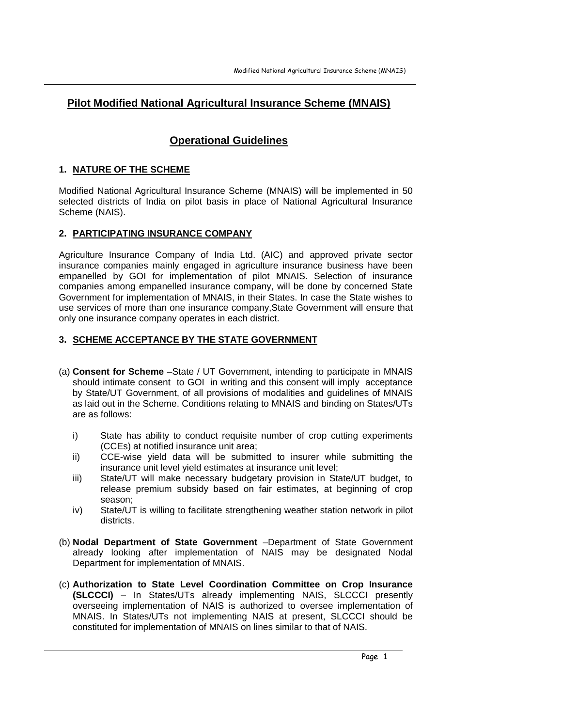# Pilot Modified National Agricultural Insurance Scheme (MNAIS)

## Operational Guidelines

### 1. NATURE OF THE SCHEME

Modified National Agricultural Insurance Scheme (MNAIS) will be implemented in 50 selected districts of India on pilot basis in place of National Agricultural Insurance Scheme (NAIS).

### 2. PARTICIPATING INSURANCE COMPANY

Agriculture Insurance Company of India Ltd. (AIC) and approved private sector insurance companies mainly engaged in agriculture insurance business have been empanelled by GOI for implementation of pilot MNAIS. Selection of insurance companies among empanelled insurance company, will be done by concerned State Government for implementation of MNAIS, in their States. In case the State wishes to use services of more than one insurance company,State Government will ensure that only one insurance company operates in each district.

### 3. SCHEME ACCEPTANCE BY THE STATE GOVERNMENT

(a) **Consent for Scheme** –State / UT Government, intending to participate in MNAIS should intimate consent to GOI in writing and this consent will imply acceptance by State/UT Government, of all provisions of modalities and guidelines of MNAIS as laid out in the Scheme. Conditions relating to MNAIS and binding on States/UTs are as follows:

i) State has ability to conduct requisite number of crop cutting experiments (CCEs) at notified insurance unit area;

ii) CCE-wise yield data will be submitted to insurer while submitting the insurance unit level yield estimates at insurance unit level;

iii) State/UT will make necessary budgetary provision in State/UT budget, to release premium subsidy based on fair estimates, at beginning of crop season;

iv) State/UT is willing to facilitate strengthening weather station network in pilot districts.

(b) **Nodal Department of State Government** –Department of State Government already looking after implementation of NAIS may be designated Nodal Department for implementation of MNAIS.

(c) **Authorization to State Level Coordination Committee on Crop Insurance (SLCCCI)** – In States/UTs already implementing NAIS, SLCCCI presently overseeing implementation of NAIS is authorized to oversee implementation of MNAIS. In States/UTs not implementing NAIS at present, SLCCCI should be constituted for implementation of MNAIS on lines similar to that of NAIS.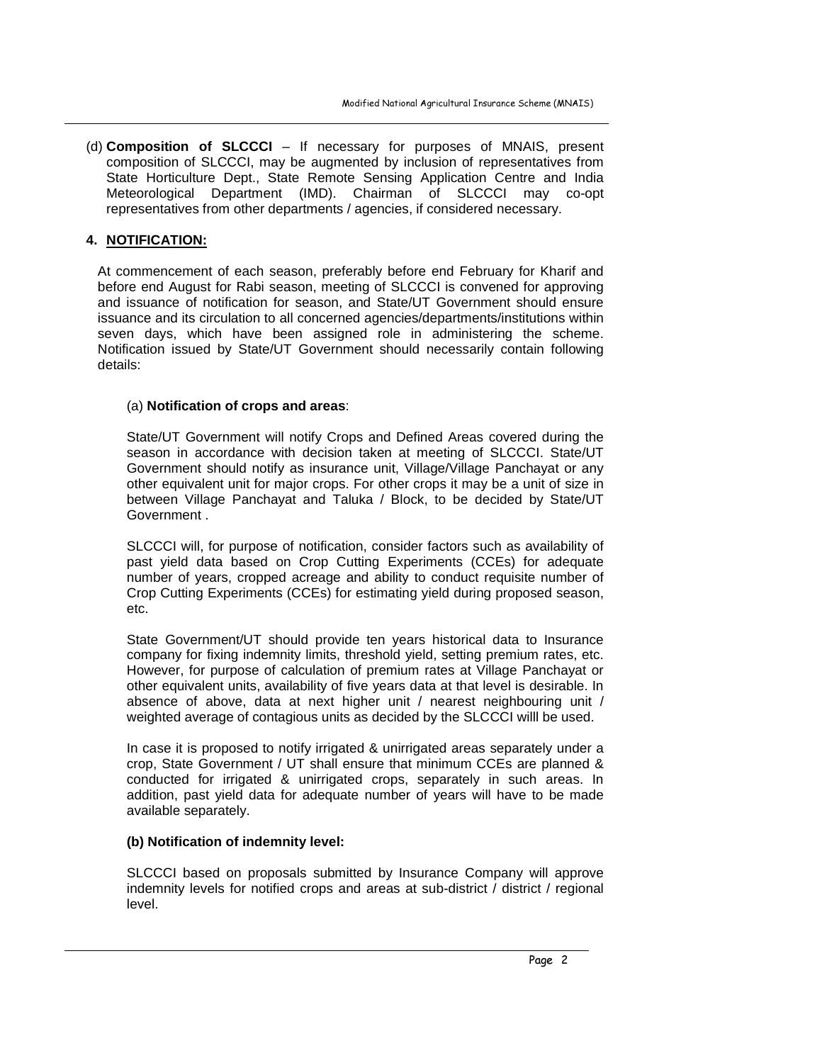(d) **Composition of SLCCCI** – If necessary for purposes of MNAIS, present composition of SLCCCI, may be augmented by inclusion of representatives from State Horticulture Dept., State Remote Sensing Application Centre and India Meteorological Department (IMD). Chairman of SLCCCI may co-opt representatives from other departments / agencies, if considered necessary.

## 4. NOTIFICATION:

At commencement of each season, preferably before end February for Kharif and before end August for Rabi season, meeting of SLCCCI is convened for approving and issuance of notification for season, and State/UT Government should ensure issuance and its circulation to all concerned agencies/departments/institutions within seven days, which have been assigned role in administering the scheme. Notification issued by State/UT Government should necessarily contain following details:

(a) **Notification of crops and areas**:

State/UT Government will notify Crops and Defined Areas covered during the season in accordance with decision taken at meeting of SLCCCI. State/UT Government should notify as insurance unit, Village/Village Panchayat or any other equivalent unit for major crops. For other crops it may be a unit of size in between Village Panchayat and Taluka / Block, to be decided by State/UT Government .

SLCCCI will, for purpose of notification, consider factors such as availability of past yield data based on Crop Cutting Experiments (CCEs) for adequate number of years, cropped acreage and ability to conduct requisite number of Crop Cutting Experiments (CCEs) for estimating yield during proposed season, etc.

State Government/UT should provide ten years historical data to Insurance company for fixing indemnity limits, threshold yield, setting premium rates, etc. However, for purpose of calculation of premium rates at Village Panchayat or other equivalent units, availability of five years data at that level is desirable. In absence of above, data at next higher unit / nearest neighbouring unit / weighted average of contagious units as decided by the SLCCCI willl be used.

In case it is proposed to notify irrigated & unirrigated areas separately under a crop, State Government / UT shall ensure that minimum CCEs are planned & conducted for irrigated & unirrigated crops, separately in such areas. In addition, past yield data for adequate number of years will have to be made available separately.

**(b) Notification of indemnity level:**

SLCCCI based on proposals submitted by Insurance Company will approve indemnity levels for notified crops and areas at sub-district / district / regional level.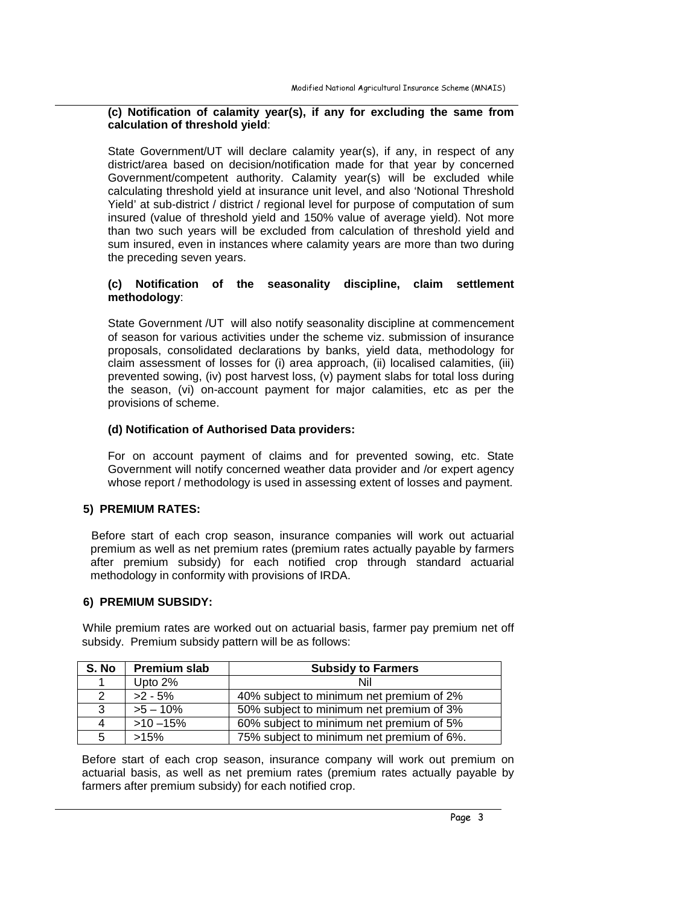**(c) Notification of calamity year(s), if any for excluding the same from calculation of threshold yield**:

State Government/UT will declare calamity year(s), if any, in respect of any district/area based on decision/notification made for that year by concerned Government/competent authority. Calamity year(s) will be excluded while calculating threshold yield at insurance unit level, and also 'Notional Threshold Yield' at sub-district / district / regional level for purpose of computation of sum insured (value of threshold yield and 150% value of average yield). Not more than two such years will be excluded from calculation of threshold yield and sum insured, even in instances where calamity years are more than two during the preceding seven years.

**(c) Notification of the seasonality discipline, claim settlement methodology**:

State Government /UT will also notify seasonality discipline at commencement of season for various activities under the scheme viz. submission of insurance proposals, consolidated declarations by banks, yield data, methodology for claim assessment of losses for (i) area approach, (ii) localised calamities, (iii) prevented sowing, (iv) post harvest loss, (v) payment slabs for total loss during the season, (vi) on-account payment for major calamities, etc as per the provisions of scheme.

**(d) Notification of Authorised Data providers:**

For on account payment of claims and for prevented sowing, etc. State Government will notify concerned weather data provider and /or expert agency whose report / methodology is used in assessing extent of losses and payment.

**5) PREMIUM RATES:**

Before start of each crop season, insurance companies will work out actuarial premium as well as net premium rates (premium rates actually payable by farmers after premium subsidy) for each notified crop through standard actuarial methodology in conformity with provisions of IRDA.

**6) PREMIUM SUBSIDY:**

While premium rates are worked out on actuarial basis, farmer pay premium net off subsidy. Premium subsidy pattern will be as follows:

| S. No | Premium slab | Subsidy to Farmers |
|---|---|---|
| 1 | Upto 2% | Nil |
| 2 | >2 - 5% | 40% subject to minimum net premium of 2% |
| 3 | >5 – 10% | 50% subject to minimum net premium of 3% |
| 4 | >10 –15% | 60% subject to minimum net premium of 5% |
| 5 | >15% | 75% subject to minimum net premium of 6%. |

Before start of each crop season, insurance company will work out premium on actuarial basis, as well as net premium rates (premium rates actually payable by farmers after premium subsidy) for each notified crop.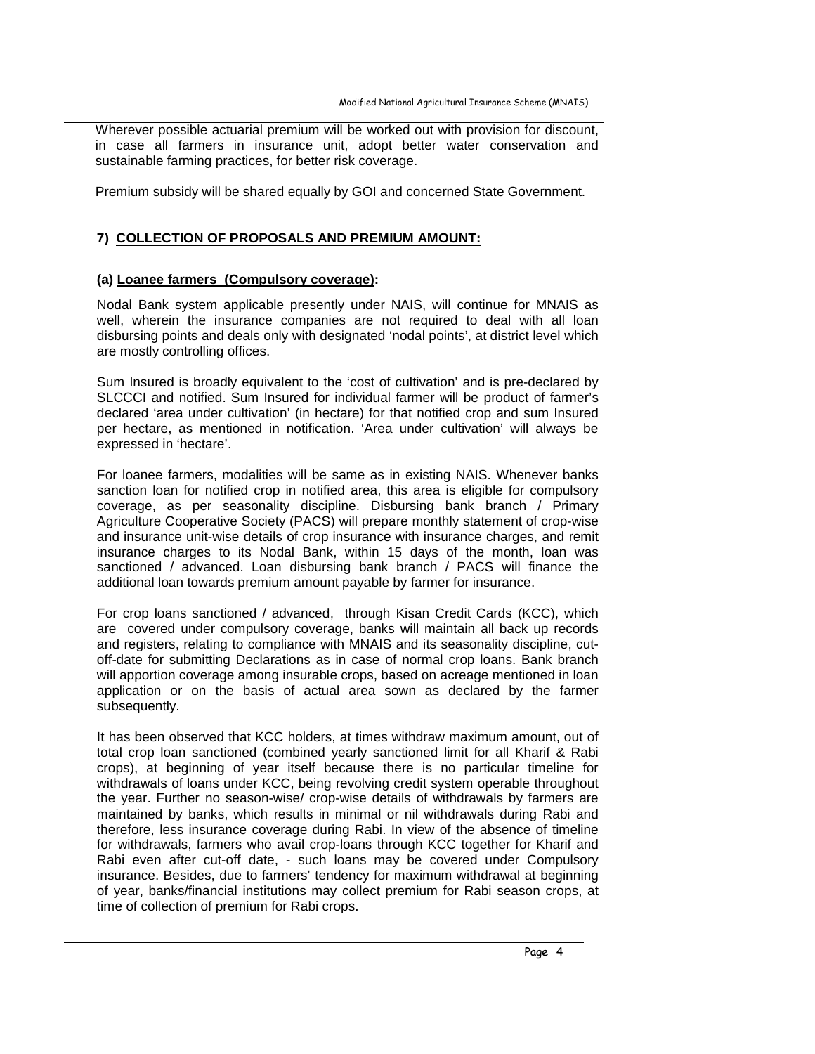Wherever possible actuarial premium will be worked out with provision for discount, in case all farmers in insurance unit, adopt better water conservation and sustainable farming practices, for better risk coverage.

Premium subsidy will be shared equally by GOI and concerned State Government.

## 7) COLLECTION OF PROPOSALS AND PREMIUM AMOUNT:

### (a) Loanee farmers (Compulsory coverage):

Nodal Bank system applicable presently under NAIS, will continue for MNAIS as well, wherein the insurance companies are not required to deal with all loan disbursing points and deals only with designated 'nodal points', at district level which are mostly controlling offices.

Sum Insured is broadly equivalent to the 'cost of cultivation' and is pre-declared by SLCCCI and notified. Sum Insured for individual farmer will be product of farmer's declared 'area under cultivation' (in hectare) for that notified crop and sum Insured per hectare, as mentioned in notification. 'Area under cultivation' will always be expressed in 'hectare'.

For loanee farmers, modalities will be same as in existing NAIS. Whenever banks sanction loan for notified crop in notified area, this area is eligible for compulsory coverage, as per seasonality discipline. Disbursing bank branch / Primary Agriculture Cooperative Society (PACS) will prepare monthly statement of crop-wise and insurance unit-wise details of crop insurance with insurance charges, and remit insurance charges to its Nodal Bank, within 15 days of the month, loan was sanctioned / advanced. Loan disbursing bank branch / PACS will finance the additional loan towards premium amount payable by farmer for insurance.

For crop loans sanctioned / advanced, through Kisan Credit Cards (KCC), which are covered under compulsory coverage, banks will maintain all back up records and registers, relating to compliance with MNAIS and its seasonality discipline, cut-off-date for submitting Declarations as in case of normal crop loans. Bank branch will apportion coverage among insurable crops, based on acreage mentioned in loan application or on the basis of actual area sown as declared by the farmer subsequently.

It has been observed that KCC holders, at times withdraw maximum amount, out of total crop loan sanctioned (combined yearly sanctioned limit for all Kharif & Rabi crops), at beginning of year itself because there is no particular timeline for withdrawals of loans under KCC, being revolving credit system operable throughout the year. Further no season-wise/ crop-wise details of withdrawals by farmers are maintained by banks, which results in minimal or nil withdrawals during Rabi and therefore, less insurance coverage during Rabi. In view of the absence of timeline for withdrawals, farmers who avail crop-loans through KCC together for Kharif and Rabi even after cut-off date, - such loans may be covered under Compulsory insurance. Besides, due to farmers' tendency for maximum withdrawal at beginning of year, banks/financial institutions may collect premium for Rabi season crops, at time of collection of premium for Rabi crops.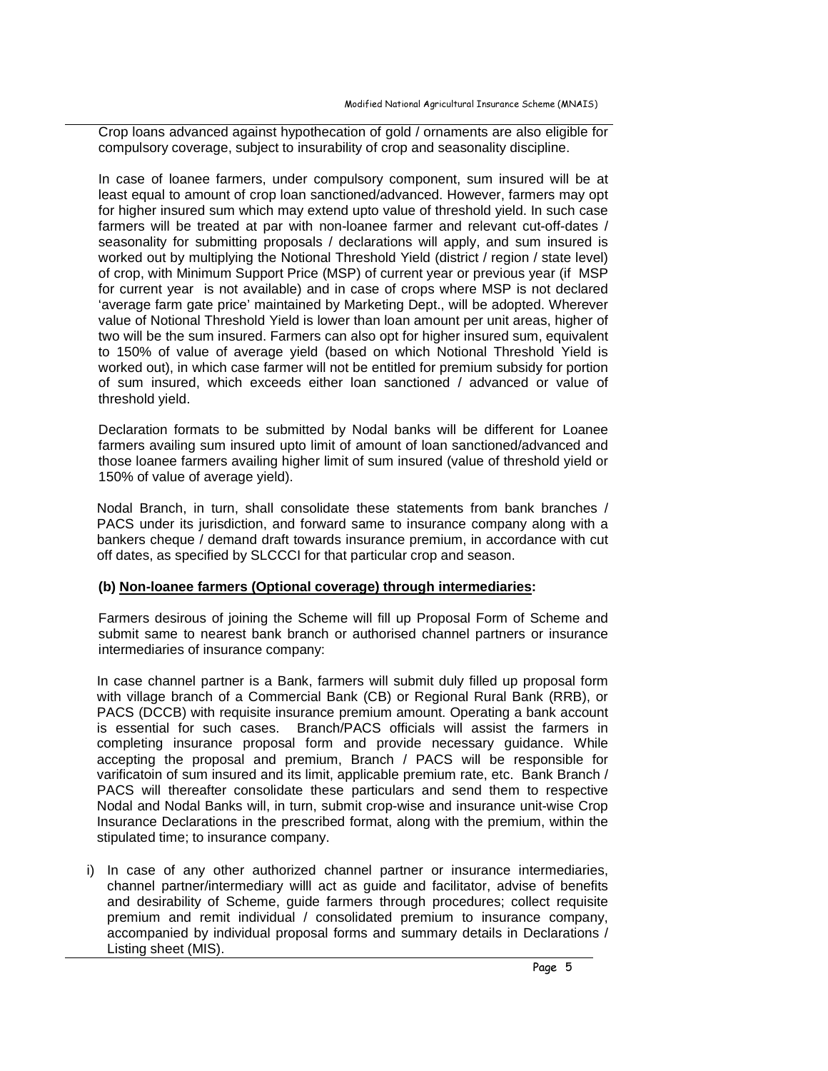Crop loans advanced against hypothecation of gold / ornaments are also eligible for compulsory coverage, subject to insurability of crop and seasonality discipline.

In case of loanee farmers, under compulsory component, sum insured will be at least equal to amount of crop loan sanctioned/advanced. However, farmers may opt for higher insured sum which may extend upto value of threshold yield. In such case farmers will be treated at par with non-loanee farmer and relevant cut-off-dates / seasonality for submitting proposals / declarations will apply, and sum insured is worked out by multiplying the Notional Threshold Yield (district / region / state level) of crop, with Minimum Support Price (MSP) of current year or previous year (if MSP for current year is not available) and in case of crops where MSP is not declared 'average farm gate price' maintained by Marketing Dept., will be adopted. Wherever value of Notional Threshold Yield is lower than loan amount per unit areas, higher of two will be the sum insured. Farmers can also opt for higher insured sum, equivalent to 150% of value of average yield (based on which Notional Threshold Yield is worked out), in which case farmer will not be entitled for premium subsidy for portion of sum insured, which exceeds either loan sanctioned / advanced or value of threshold yield.

Declaration formats to be submitted by Nodal banks will be different for Loanee farmers availing sum insured upto limit of amount of loan sanctioned/advanced and those loanee farmers availing higher limit of sum insured (value of threshold yield or 150% of value of average yield).

Nodal Branch, in turn, shall consolidate these statements from bank branches / PACS under its jurisdiction, and forward same to insurance company along with a bankers cheque / demand draft towards insurance premium, in accordance with cut off dates, as specified by SLCCCI for that particular crop and season.

**(b) Non-loanee farmers (Optional coverage) through intermediaries:**

Farmers desirous of joining the Scheme will fill up Proposal Form of Scheme and submit same to nearest bank branch or authorised channel partners or insurance intermediaries of insurance company:

In case channel partner is a Bank, farmers will submit duly filled up proposal form with village branch of a Commercial Bank (CB) or Regional Rural Bank (RRB), or PACS (DCCB) with requisite insurance premium amount. Operating a bank account is essential for such cases. Branch/PACS officials will assist the farmers in completing insurance proposal form and provide necessary guidance. While accepting the proposal and premium, Branch / PACS will be responsible for varificatoin of sum insured and its limit, applicable premium rate, etc. Bank Branch / PACS will thereafter consolidate these particulars and send them to respective Nodal and Nodal Banks will, in turn, submit crop-wise and insurance unit-wise Crop Insurance Declarations in the prescribed format, along with the premium, within the stipulated time; to insurance company.

i) In case of any other authorized channel partner or insurance intermediaries, channel partner/intermediary willl act as guide and facilitator, advise of benefits and desirability of Scheme, guide farmers through procedures; collect requisite premium and remit individual / consolidated premium to insurance company, accompanied by individual proposal forms and summary details in Declarations / Listing sheet (MIS).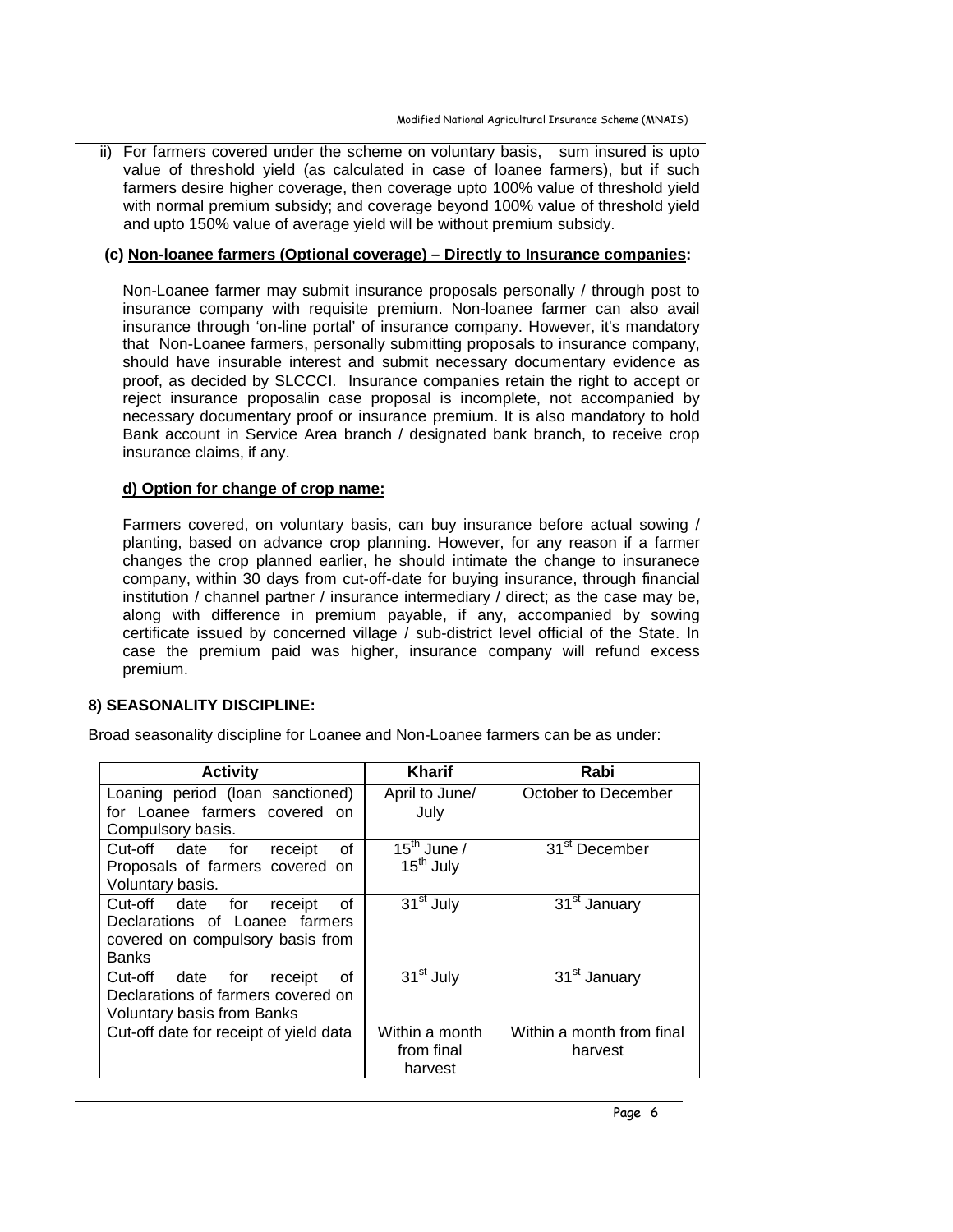ii) For farmers covered under the scheme on voluntary basis, sum insured is upto value of threshold yield (as calculated in case of loanee farmers), but if such farmers desire higher coverage, then coverage upto 100% value of threshold yield with normal premium subsidy; and coverage beyond 100% value of threshold yield and upto 150% value of average yield will be without premium subsidy.

**(c) <u>Non-loanee farmers (Optional coverage) – Directly to Insurance companies</u>:**

Non-Loanee farmer may submit insurance proposals personally / through post to insurance company with requisite premium. Non-loanee farmer can also avail insurance through 'on-line portal' of insurance company. However, it's mandatory that Non-Loanee farmers, personally submitting proposals to insurance company, should have insurable interest and submit necessary documentary evidence as proof, as decided by SLCCCI. Insurance companies retain the right to accept or reject insurance proposalin case proposal is incomplete, not accompanied by necessary documentary proof or insurance premium. It is also mandatory to hold Bank account in Service Area branch / designated bank branch, to receive crop insurance claims, if any.

**<u>d) Option for change of crop name:</u>**

Farmers covered, on voluntary basis, can buy insurance before actual sowing / planting, based on advance crop planning. However, for any reason if a farmer changes the crop planned earlier, he should intimate the change to insuranece company, within 30 days from cut-off-date for buying insurance, through financial institution / channel partner / insurance intermediary / direct; as the case may be, along with difference in premium payable, if any, accompanied by sowing certificate issued by concerned village / sub-district level official of the State. In case the premium paid was higher, insurance company will refund excess premium.

**8) SEASONALITY DISCIPLINE:**

Broad seasonality discipline for Loanee and Non-Loanee farmers can be as under:

| Activity | Kharif | Rabi |
|---|---|---|
| Loaning period (loan sanctioned) for Loanee farmers covered on Compulsory basis. | April to June/ July | October to December |
| Cut-off date for receipt of Proposals of farmers covered on Voluntary basis. | 15th June / 15th July | 31st December |
| Cut-off date for receipt of Declarations of Loanee farmers covered on compulsory basis from Banks | 31st July | 31st January |
| Cut-off date for receipt of Declarations of farmers covered on Voluntary basis from Banks | 31st July | 31st January |
| Cut-off date for receipt of yield data | Within a month from final harvest | Within a month from final harvest |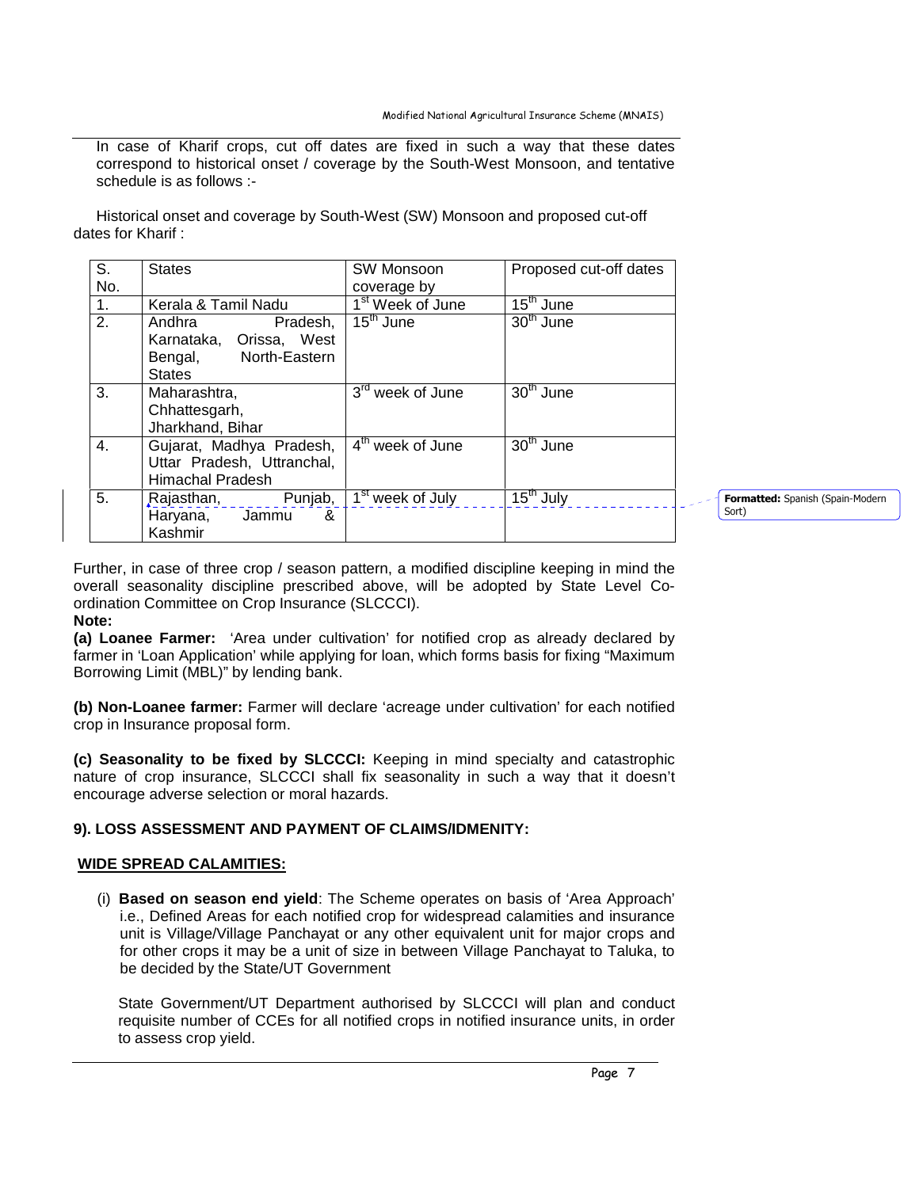In case of Kharif crops, cut off dates are fixed in such a way that these dates correspond to historical onset / coverage by the South-West Monsoon, and tentative schedule is as follows :-

Historical onset and coverage by South-West (SW) Monsoon and proposed cut-off dates for Kharif :

| S. No. | States | SW Monsoon coverage by | Proposed cut-off dates |
|---|---|---|---|
| 1. | Kerala & Tamil Nadu | 1st Week of June | 15th June |
| 2. | Andhra Pradesh, Karnataka, Orissa, West Bengal, North-Eastern States | 15th June | 30th June |
| 3. | Maharashtra, Chhattesgarh, Jharkhand, Bihar | 3rd week of June | 30th June |
| 4. | Gujarat, Madhya Pradesh, Uttar Pradesh, Uttranchal, Himachal Pradesh | 4th week of June | 30th June |
| 5. | Rajasthan, Punjab, Haryana, Jammu & Kashmir | 1st week of July | 15th July |

Further, in case of three crop / season pattern, a modified discipline keeping in mind the overall seasonality discipline prescribed above, will be adopted by State Level Co-ordination Committee on Crop Insurance (SLCCCI).

**Note:**

**(a) Loanee Farmer:** 'Area under cultivation' for notified crop as already declared by farmer in 'Loan Application' while applying for loan, which forms basis for fixing "Maximum Borrowing Limit (MBL)" by lending bank.

**(b) Non-Loanee farmer:** Farmer will declare 'acreage under cultivation' for each notified crop in Insurance proposal form.

**(c) Seasonality to be fixed by SLCCCI:** Keeping in mind specialty and catastrophic nature of crop insurance, SLCCCI shall fix seasonality in such a way that it doesn't encourage adverse selection or moral hazards.

## 9). LOSS ASSESSMENT AND PAYMENT OF CLAIMS/IDMENITY:

### WIDE SPREAD CALAMITIES:

(i) **Based on season end yield**: The Scheme operates on basis of 'Area Approach' i.e., Defined Areas for each notified crop for widespread calamities and insurance unit is Village/Village Panchayat or any other equivalent unit for major crops and for other crops it may be a unit of size in between Village Panchayat to Taluka, to be decided by the State/UT Government

State Government/UT Department authorised by SLCCCI will plan and conduct requisite number of CCEs for all notified crops in notified insurance units, in order to assess crop yield.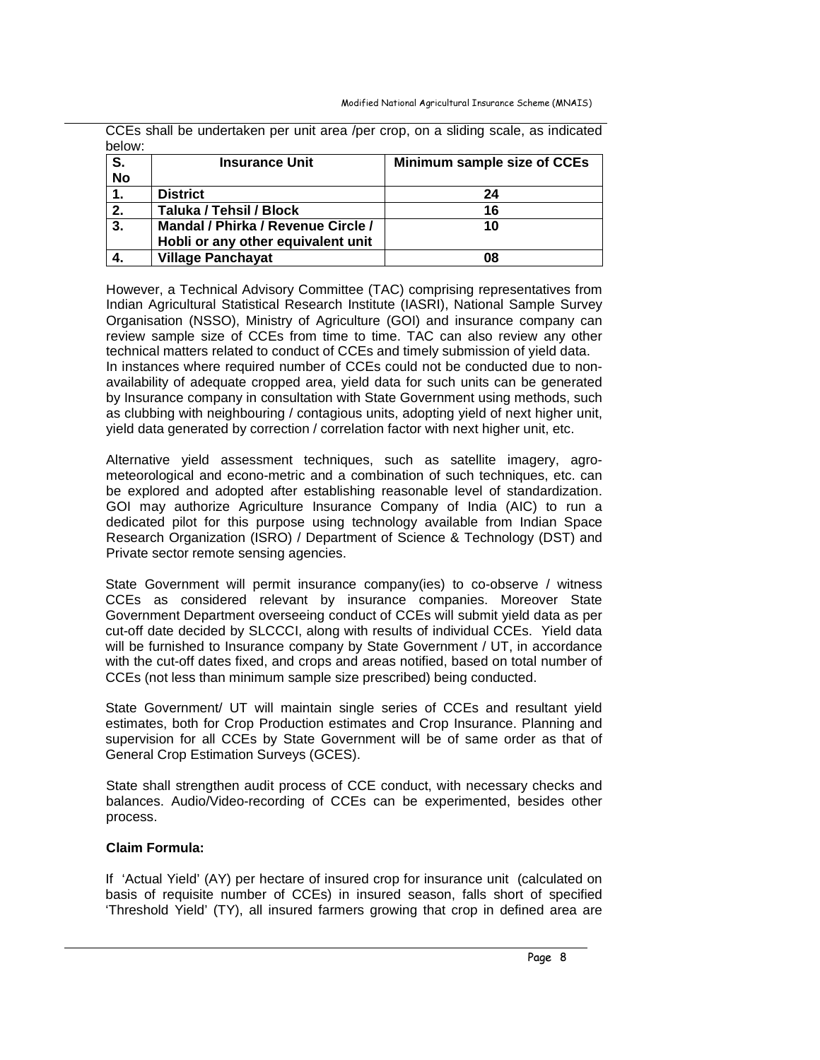CCEs shall be undertaken per unit area /per crop, on a sliding scale, as indicated below:

| S. No | Insurance Unit | Minimum sample size of CCEs |
|---|---|---|
| 1. | **District** | **24** |
| 2. | **Taluka / Tehsil / Block** | **16** |
| 3. | **Mandal / Phirka / Revenue Circle / Hobli or any other equivalent unit** | **10** |
| 4. | **Village Panchayat** | **08** |

However, a Technical Advisory Committee (TAC) comprising representatives from Indian Agricultural Statistical Research Institute (IASRI), National Sample Survey Organisation (NSSO), Ministry of Agriculture (GOI) and insurance company can review sample size of CCEs from time to time. TAC can also review any other technical matters related to conduct of CCEs and timely submission of yield data. In instances where required number of CCEs could not be conducted due to non-availability of adequate cropped area, yield data for such units can be generated by Insurance company in consultation with State Government using methods, such as clubbing with neighbouring / contagious units, adopting yield of next higher unit, yield data generated by correction / correlation factor with next higher unit, etc.

Alternative yield assessment techniques, such as satellite imagery, agro-meteorological and econo-metric and a combination of such techniques, etc. can be explored and adopted after establishing reasonable level of standardization. GOI may authorize Agriculture Insurance Company of India (AIC) to run a dedicated pilot for this purpose using technology available from Indian Space Research Organization (ISRO) / Department of Science & Technology (DST) and Private sector remote sensing agencies.

State Government will permit insurance company(ies) to co-observe / witness CCEs as considered relevant by insurance companies. Moreover State Government Department overseeing conduct of CCEs will submit yield data as per cut-off date decided by SLCCCI, along with results of individual CCEs. Yield data will be furnished to Insurance company by State Government / UT, in accordance with the cut-off dates fixed, and crops and areas notified, based on total number of CCEs (not less than minimum sample size prescribed) being conducted.

State Government/ UT will maintain single series of CCEs and resultant yield estimates, both for Crop Production estimates and Crop Insurance. Planning and supervision for all CCEs by State Government will be of same order as that of General Crop Estimation Surveys (GCES).

State shall strengthen audit process of CCE conduct, with necessary checks and balances. Audio/Video-recording of CCEs can be experimented, besides other process.

**Claim Formula:**

If 'Actual Yield' (AY) per hectare of insured crop for insurance unit (calculated on basis of requisite number of CCEs) in insured season, falls short of specified 'Threshold Yield' (TY), all insured farmers growing that crop in defined area are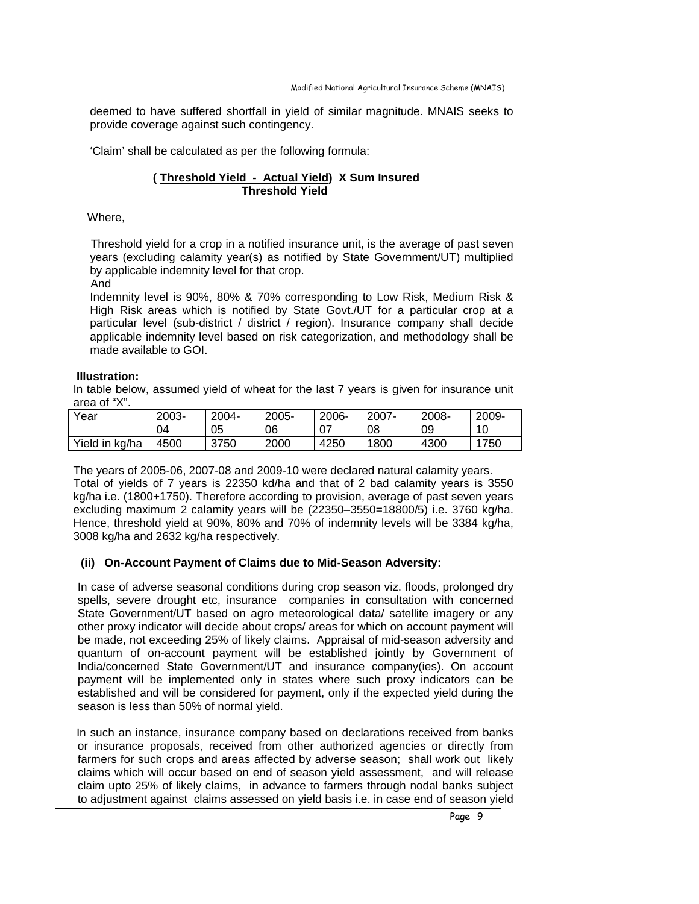deemed to have suffered shortfall in yield of similar magnitude. MNAIS seeks to provide coverage against such contingency.

'Claim' shall be calculated as per the following formula:

$$\frac{(\text{Threshold Yield} - \text{Actual Yield})}{\text{Threshold Yield}} \times \text{Sum Insured}$$

Where,

Threshold yield for a crop in a notified insurance unit, is the average of past seven years (excluding calamity year(s) as notified by State Government/UT) multiplied by applicable indemnity level for that crop.

And

Indemnity level is 90%, 80% & 70% corresponding to Low Risk, Medium Risk & High Risk areas which is notified by State Govt./UT for a particular crop at a particular level (sub-district / district / region). Insurance company shall decide applicable indemnity level based on risk categorization, and methodology shall be made available to GOI.

**Illustration:**

In table below, assumed yield of wheat for the last 7 years is given for insurance unit area of "X".

| Year | 2003-04 | 2004-05 | 2005-06 | 2006-07 | 2007-08 | 2008-09 | 2009-10 |
|---|---|---|---|---|---|---|---|
| Yield in kg/ha | 4500 | 3750 | 2000 | 4250 | 1800 | 4300 | 1750 |

The years of 2005-06, 2007-08 and 2009-10 were declared natural calamity years. Total of yields of 7 years is 22350 kd/ha and that of 2 bad calamity years is 3550 kg/ha i.e. (1800+1750). Therefore according to provision, average of past seven years excluding maximum 2 calamity years will be (22350–3550=18800/5) i.e. 3760 kg/ha. Hence, threshold yield at 90%, 80% and 70% of indemnity levels will be 3384 kg/ha, 3008 kg/ha and 2632 kg/ha respectively.

**(ii) On-Account Payment of Claims due to Mid-Season Adversity:**

In case of adverse seasonal conditions during crop season viz. floods, prolonged dry spells, severe drought etc, insurance companies in consultation with concerned State Government/UT based on agro meteorological data/ satellite imagery or any other proxy indicator will decide about crops/ areas for which on account payment will be made, not exceeding 25% of likely claims. Appraisal of mid-season adversity and quantum of on-account payment will be established jointly by Government of India/concerned State Government/UT and insurance company(ies). On account payment will be implemented only in states where such proxy indicators can be established and will be considered for payment, only if the expected yield during the season is less than 50% of normal yield.

In such an instance, insurance company based on declarations received from banks or insurance proposals, received from other authorized agencies or directly from farmers for such crops and areas affected by adverse season; shall work out likely claims which will occur based on end of season yield assessment, and will release claim upto 25% of likely claims, in advance to farmers through nodal banks subject to adjustment against claims assessed on yield basis i.e. in case end of season yield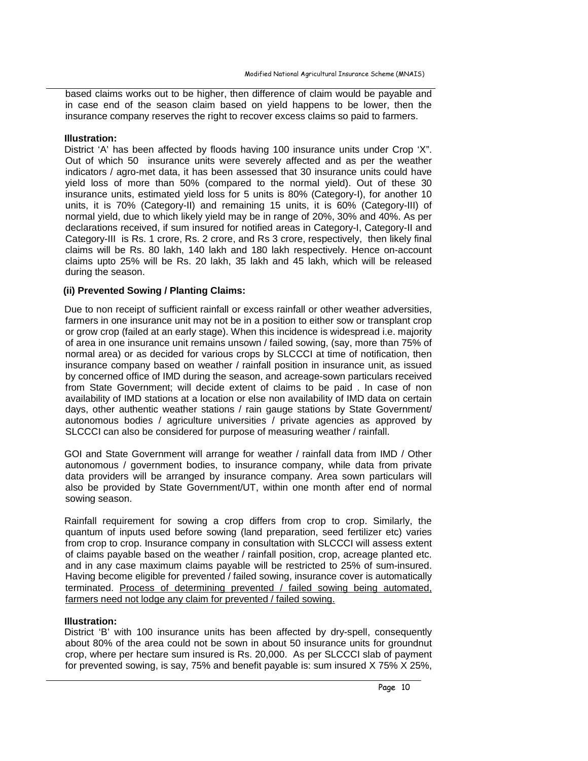based claims works out to be higher, then difference of claim would be payable and in case end of the season claim based on yield happens to be lower, then the insurance company reserves the right to recover excess claims so paid to farmers.

**Illustration:**

District 'A' has been affected by floods having 100 insurance units under Crop 'X". Out of which 50 insurance units were severely affected and as per the weather indicators / agro-met data, it has been assessed that 30 insurance units could have yield loss of more than 50% (compared to the normal yield). Out of these 30 insurance units, estimated yield loss for 5 units is 80% (Category-I), for another 10 units, it is 70% (Category-II) and remaining 15 units, it is 60% (Category-III) of normal yield, due to which likely yield may be in range of 20%, 30% and 40%. As per declarations received, if sum insured for notified areas in Category-I, Category-II and Category-III is Rs. 1 crore, Rs. 2 crore, and Rs 3 crore, respectively, then likely final claims will be Rs. 80 lakh, 140 lakh and 180 lakh respectively. Hence on-account claims upto 25% will be Rs. 20 lakh, 35 lakh and 45 lakh, which will be released during the season.

**(ii) Prevented Sowing / Planting Claims:**

Due to non receipt of sufficient rainfall or excess rainfall or other weather adversities, farmers in one insurance unit may not be in a position to either sow or transplant crop or grow crop (failed at an early stage). When this incidence is widespread i.e. majority of area in one insurance unit remains unsown / failed sowing, (say, more than 75% of normal area) or as decided for various crops by SLCCCI at time of notification, then insurance company based on weather / rainfall position in insurance unit, as issued by concerned office of IMD during the season, and acreage-sown particulars received from State Government; will decide extent of claims to be paid . In case of non availability of IMD stations at a location or else non availability of IMD data on certain days, other authentic weather stations / rain gauge stations by State Government/ autonomous bodies / agriculture universities / private agencies as approved by SLCCCI can also be considered for purpose of measuring weather / rainfall.

GOI and State Government will arrange for weather / rainfall data from IMD / Other autonomous / government bodies, to insurance company, while data from private data providers will be arranged by insurance company. Area sown particulars will also be provided by State Government/UT, within one month after end of normal sowing season.

Rainfall requirement for sowing a crop differs from crop to crop. Similarly, the quantum of inputs used before sowing (land preparation, seed fertilizer etc) varies from crop to crop. Insurance company in consultation with SLCCCI will assess extent of claims payable based on the weather / rainfall position, crop, acreage planted etc. and in any case maximum claims payable will be restricted to 25% of sum-insured. Having become eligible for prevented / failed sowing, insurance cover is automatically terminated. Process of determining prevented / failed sowing being automated, farmers need not lodge any claim for prevented / failed sowing.

**Illustration:**

District 'B' with 100 insurance units has been affected by dry-spell, consequently about 80% of the area could not be sown in about 50 insurance units for groundnut crop, where per hectare sum insured is Rs. 20,000. As per SLCCCI slab of payment for prevented sowing, is say, 75% and benefit payable is: sum insured X 75% X 25%,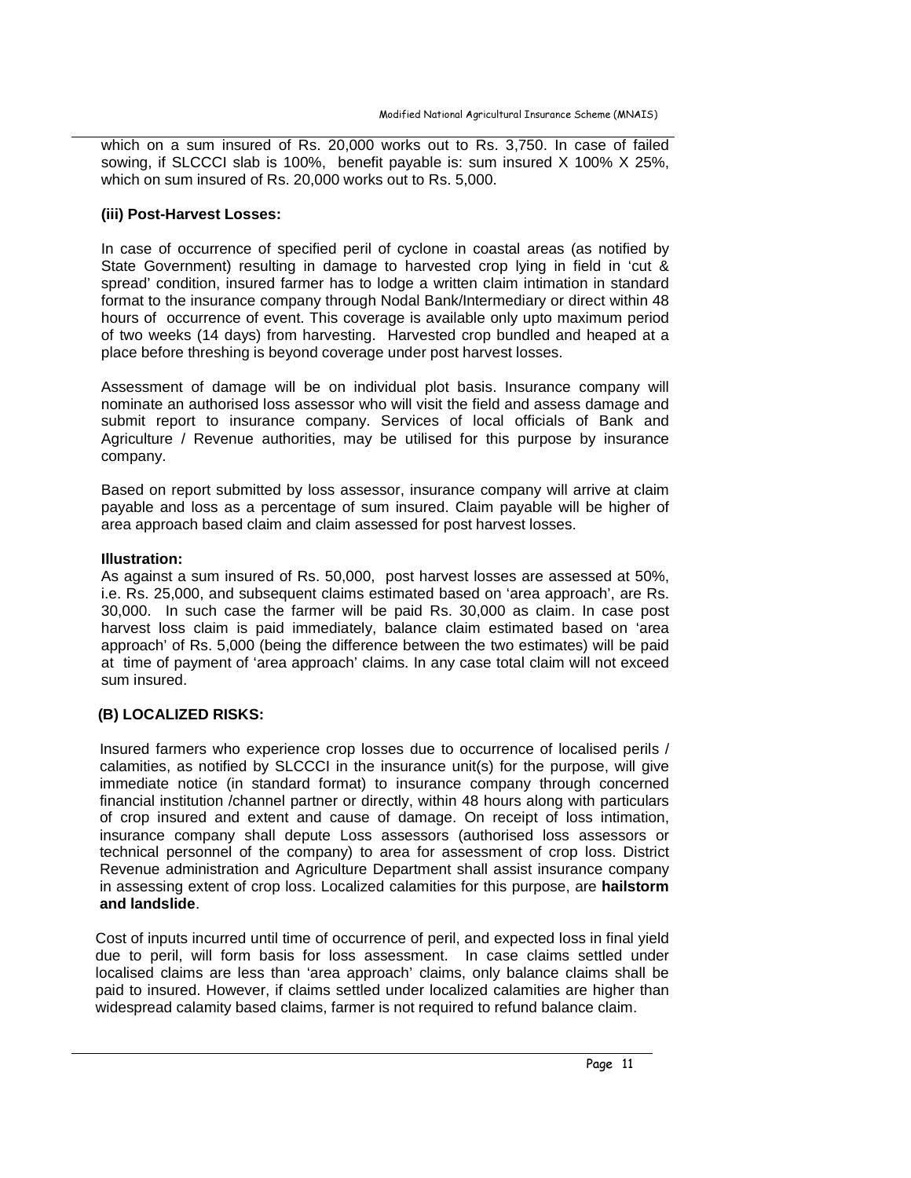which on a sum insured of Rs. 20,000 works out to Rs. 3,750. In case of failed sowing, if SLCCCI slab is 100%, benefit payable is: sum insured X 100% X 25%, which on sum insured of Rs. 20,000 works out to Rs. 5,000.

**(iii) Post-Harvest Losses:**

In case of occurrence of specified peril of cyclone in coastal areas (as notified by State Government) resulting in damage to harvested crop lying in field in 'cut & spread' condition, insured farmer has to lodge a written claim intimation in standard format to the insurance company through Nodal Bank/Intermediary or direct within 48 hours of occurrence of event. This coverage is available only upto maximum period of two weeks (14 days) from harvesting. Harvested crop bundled and heaped at a place before threshing is beyond coverage under post harvest losses.

Assessment of damage will be on individual plot basis. Insurance company will nominate an authorised loss assessor who will visit the field and assess damage and submit report to insurance company. Services of local officials of Bank and Agriculture / Revenue authorities, may be utilised for this purpose by insurance company.

Based on report submitted by loss assessor, insurance company will arrive at claim payable and loss as a percentage of sum insured. Claim payable will be higher of area approach based claim and claim assessed for post harvest losses.

**Illustration:**

As against a sum insured of Rs. 50,000, post harvest losses are assessed at 50%, i.e. Rs. 25,000, and subsequent claims estimated based on 'area approach', are Rs. 30,000. In such case the farmer will be paid Rs. 30,000 as claim. In case post harvest loss claim is paid immediately, balance claim estimated based on 'area approach' of Rs. 5,000 (being the difference between the two estimates) will be paid at time of payment of 'area approach' claims. In any case total claim will not exceed sum insured.

**(B) LOCALIZED RISKS:**

Insured farmers who experience crop losses due to occurrence of localised perils / calamities, as notified by SLCCCI in the insurance unit(s) for the purpose, will give immediate notice (in standard format) to insurance company through concerned financial institution /channel partner or directly, within 48 hours along with particulars of crop insured and extent and cause of damage. On receipt of loss intimation, insurance company shall depute Loss assessors (authorised loss assessors or technical personnel of the company) to area for assessment of crop loss. District Revenue administration and Agriculture Department shall assist insurance company in assessing extent of crop loss. Localized calamities for this purpose, are **hailstorm and landslide**.

Cost of inputs incurred until time of occurrence of peril, and expected loss in final yield due to peril, will form basis for loss assessment. In case claims settled under localised claims are less than 'area approach' claims, only balance claims shall be paid to insured. However, if claims settled under localized calamities are higher than widespread calamity based claims, farmer is not required to refund balance claim.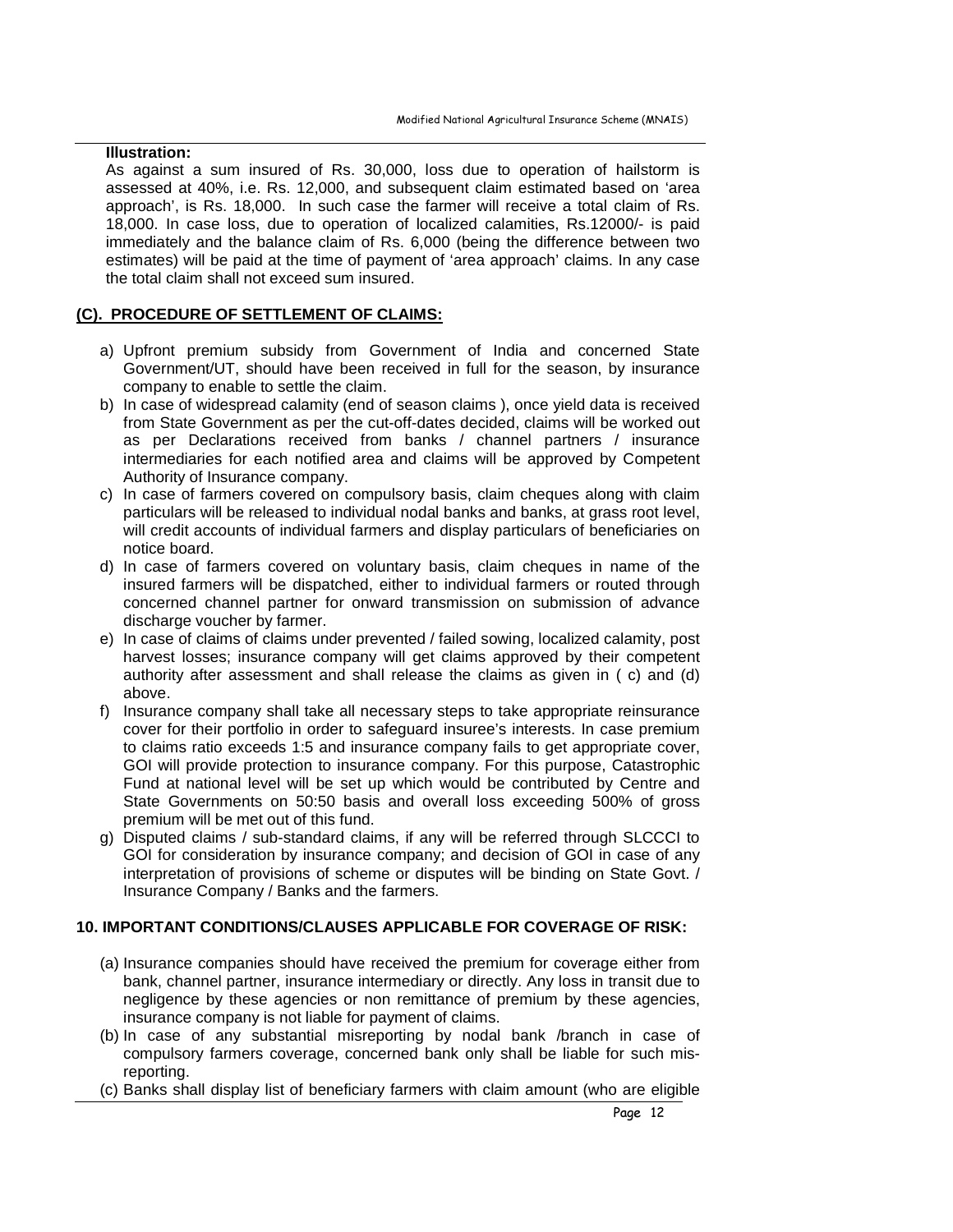**Illustration:**

As against a sum insured of Rs. 30,000, loss due to operation of hailstorm is assessed at 40%, i.e. Rs. 12,000, and subsequent claim estimated based on 'area approach', is Rs. 18,000. In such case the farmer will receive a total claim of Rs. 18,000. In case loss, due to operation of localized calamities, Rs.12000/- is paid immediately and the balance claim of Rs. 6,000 (being the difference between two estimates) will be paid at the time of payment of 'area approach' claims. In any case the total claim shall not exceed sum insured.

## (C). PROCEDURE OF SETTLEMENT OF CLAIMS:

a) Upfront premium subsidy from Government of India and concerned State Government/UT, should have been received in full for the season, by insurance company to enable to settle the claim.
b) In case of widespread calamity (end of season claims ), once yield data is received from State Government as per the cut-off-dates decided, claims will be worked out as per Declarations received from banks / channel partners / insurance intermediaries for each notified area and claims will be approved by Competent Authority of Insurance company.
c) In case of farmers covered on compulsory basis, claim cheques along with claim particulars will be released to individual nodal banks and banks, at grass root level, will credit accounts of individual farmers and display particulars of beneficiaries on notice board.
d) In case of farmers covered on voluntary basis, claim cheques in name of the insured farmers will be dispatched, either to individual farmers or routed through concerned channel partner for onward transmission on submission of advance discharge voucher by farmer.
e) In case of claims of claims under prevented / failed sowing, localized calamity, post harvest losses; insurance company will get claims approved by their competent authority after assessment and shall release the claims as given in ( c) and (d) above.
f) Insurance company shall take all necessary steps to take appropriate reinsurance cover for their portfolio in order to safeguard insuree's interests. In case premium to claims ratio exceeds 1:5 and insurance company fails to get appropriate cover, GOI will provide protection to insurance company. For this purpose, Catastrophic Fund at national level will be set up which would be contributed by Centre and State Governments on 50:50 basis and overall loss exceeding 500% of gross premium will be met out of this fund.
g) Disputed claims / sub-standard claims, if any will be referred through SLCCCI to GOI for consideration by insurance company; and decision of GOI in case of any interpretation of provisions of scheme or disputes will be binding on State Govt. / Insurance Company / Banks and the farmers.

## 10. IMPORTANT CONDITIONS/CLAUSES APPLICABLE FOR COVERAGE OF RISK:

(a) Insurance companies should have received the premium for coverage either from bank, channel partner, insurance intermediary or directly. Any loss in transit due to negligence by these agencies or non remittance of premium by these agencies, insurance company is not liable for payment of claims.
(b) In case of any substantial misreporting by nodal bank /branch in case of compulsory farmers coverage, concerned bank only shall be liable for such mis-reporting.
(c) Banks shall display list of beneficiary farmers with claim amount (who are eligible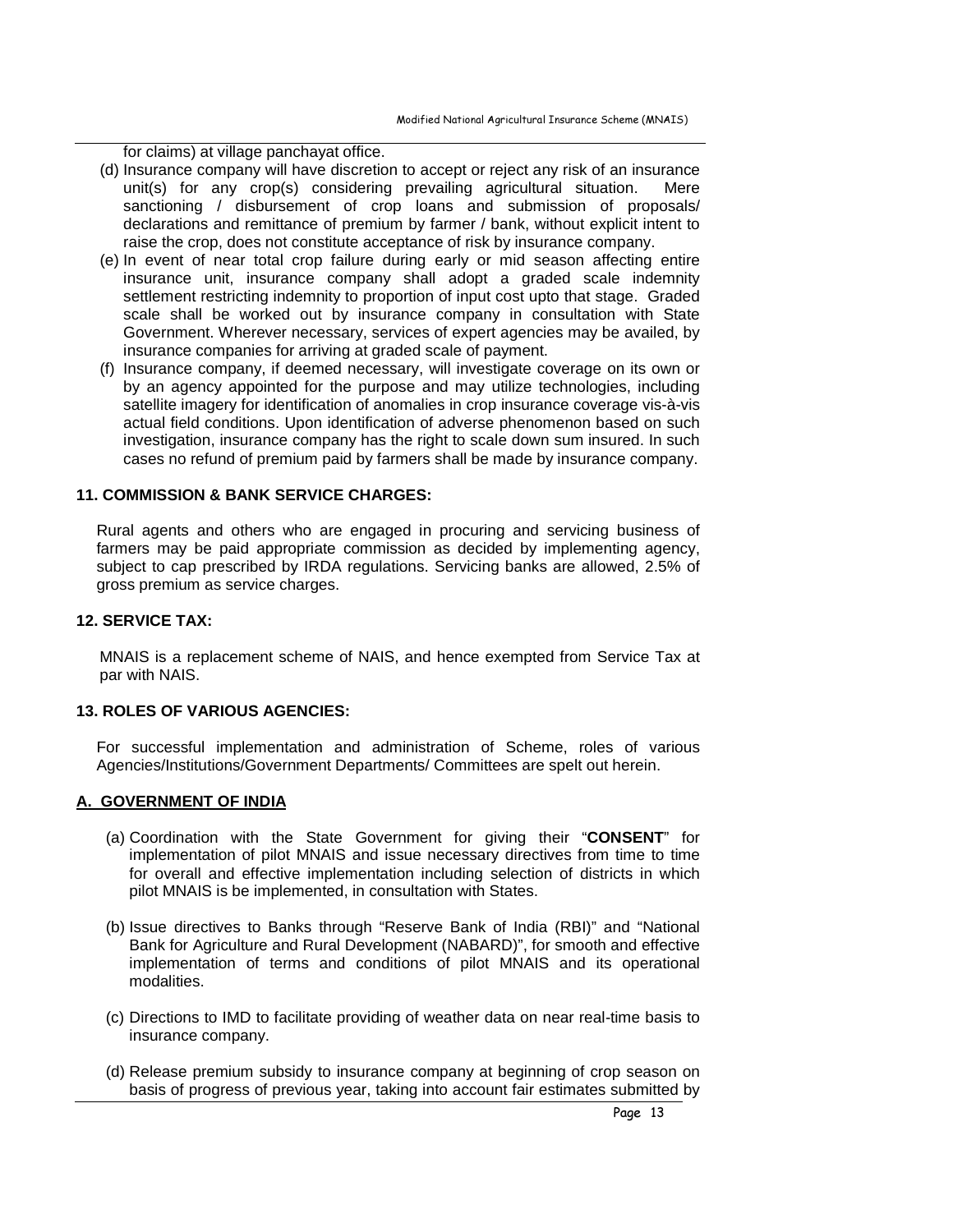for claims) at village panchayat office.

(d) Insurance company will have discretion to accept or reject any risk of an insurance unit(s) for any crop(s) considering prevailing agricultural situation. Mere sanctioning / disbursement of crop loans and submission of proposals/ declarations and remittance of premium by farmer / bank, without explicit intent to raise the crop, does not constitute acceptance of risk by insurance company.

(e) In event of near total crop failure during early or mid season affecting entire insurance unit, insurance company shall adopt a graded scale indemnity settlement restricting indemnity to proportion of input cost upto that stage. Graded scale shall be worked out by insurance company in consultation with State Government. Wherever necessary, services of expert agencies may be availed, by insurance companies for arriving at graded scale of payment.

(f) Insurance company, if deemed necessary, will investigate coverage on its own or by an agency appointed for the purpose and may utilize technologies, including satellite imagery for identification of anomalies in crop insurance coverage vis-à-vis actual field conditions. Upon identification of adverse phenomenon based on such investigation, insurance company has the right to scale down sum insured. In such cases no refund of premium paid by farmers shall be made by insurance company.

## 11. COMMISSION & BANK SERVICE CHARGES:

Rural agents and others who are engaged in procuring and servicing business of farmers may be paid appropriate commission as decided by implementing agency, subject to cap prescribed by IRDA regulations. Servicing banks are allowed, 2.5% of gross premium as service charges.

## 12. SERVICE TAX:

MNAIS is a replacement scheme of NAIS, and hence exempted from Service Tax at par with NAIS.

## 13. ROLES OF VARIOUS AGENCIES:

For successful implementation and administration of Scheme, roles of various Agencies/Institutions/Government Departments/ Committees are spelt out herein.

### A. GOVERNMENT OF INDIA

(a) Coordination with the State Government for giving their "**CONSENT**" for implementation of pilot MNAIS and issue necessary directives from time to time for overall and effective implementation including selection of districts in which pilot MNAIS is be implemented, in consultation with States.

(b) Issue directives to Banks through "Reserve Bank of India (RBI)" and "National Bank for Agriculture and Rural Development (NABARD)", for smooth and effective implementation of terms and conditions of pilot MNAIS and its operational modalities.

(c) Directions to IMD to facilitate providing of weather data on near real-time basis to insurance company.

(d) Release premium subsidy to insurance company at beginning of crop season on basis of progress of previous year, taking into account fair estimates submitted by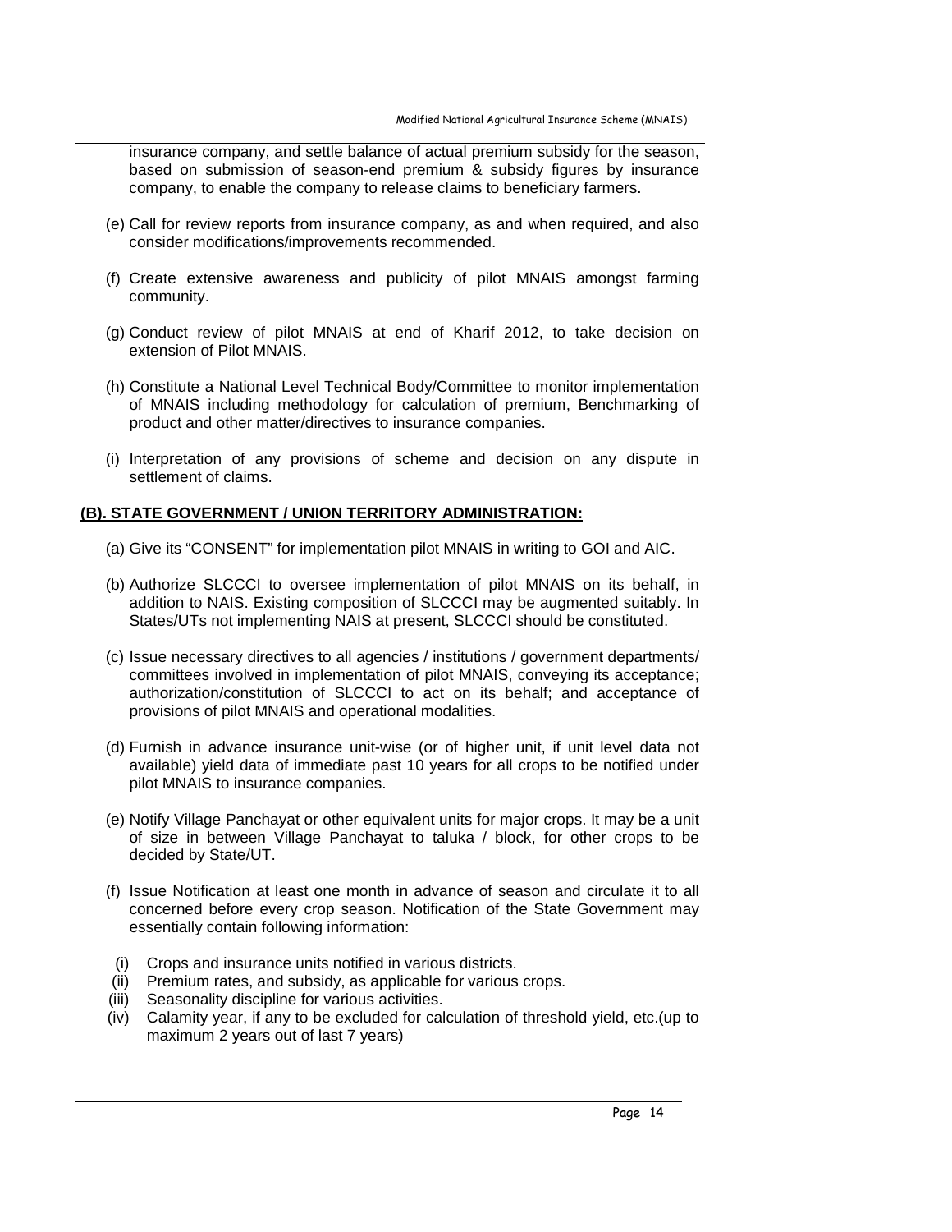insurance company, and settle balance of actual premium subsidy for the season, based on submission of season-end premium & subsidy figures by insurance company, to enable the company to release claims to beneficiary farmers.

(e) Call for review reports from insurance company, as and when required, and also consider modifications/improvements recommended.

(f) Create extensive awareness and publicity of pilot MNAIS amongst farming community.

(g) Conduct review of pilot MNAIS at end of Kharif 2012, to take decision on extension of Pilot MNAIS.

(h) Constitute a National Level Technical Body/Committee to monitor implementation of MNAIS including methodology for calculation of premium, Benchmarking of product and other matter/directives to insurance companies.

(i) Interpretation of any provisions of scheme and decision on any dispute in settlement of claims.

**(B). STATE GOVERNMENT / UNION TERRITORY ADMINISTRATION:**

(a) Give its "CONSENT" for implementation pilot MNAIS in writing to GOI and AIC.

(b) Authorize SLCCCI to oversee implementation of pilot MNAIS on its behalf, in addition to NAIS. Existing composition of SLCCCI may be augmented suitably. In States/UTs not implementing NAIS at present, SLCCCI should be constituted.

(c) Issue necessary directives to all agencies / institutions / government departments/ committees involved in implementation of pilot MNAIS, conveying its acceptance; authorization/constitution of SLCCCI to act on its behalf; and acceptance of provisions of pilot MNAIS and operational modalities.

(d) Furnish in advance insurance unit-wise (or of higher unit, if unit level data not available) yield data of immediate past 10 years for all crops to be notified under pilot MNAIS to insurance companies.

(e) Notify Village Panchayat or other equivalent units for major crops. It may be a unit of size in between Village Panchayat to taluka / block, for other crops to be decided by State/UT.

(f) Issue Notification at least one month in advance of season and circulate it to all concerned before every crop season. Notification of the State Government may essentially contain following information:

(i) Crops and insurance units notified in various districts.
(ii) Premium rates, and subsidy, as applicable for various crops.
(iii) Seasonality discipline for various activities.
(iv) Calamity year, if any to be excluded for calculation of threshold yield, etc.(up to maximum 2 years out of last 7 years)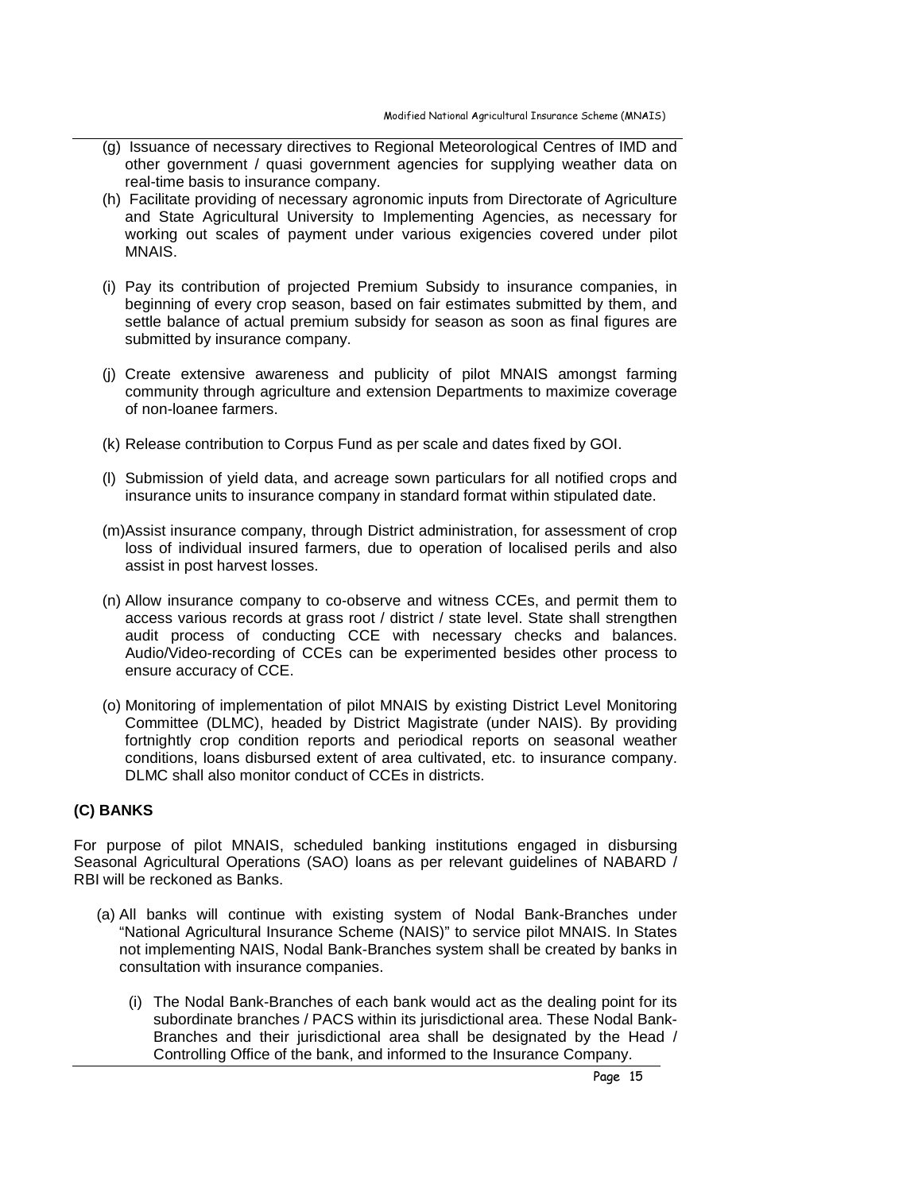(g) Issuance of necessary directives to Regional Meteorological Centres of IMD and other government / quasi government agencies for supplying weather data on real-time basis to insurance company.

(h) Facilitate providing of necessary agronomic inputs from Directorate of Agriculture and State Agricultural University to Implementing Agencies, as necessary for working out scales of payment under various exigencies covered under pilot MNAIS.

(i) Pay its contribution of projected Premium Subsidy to insurance companies, in beginning of every crop season, based on fair estimates submitted by them, and settle balance of actual premium subsidy for season as soon as final figures are submitted by insurance company.

(j) Create extensive awareness and publicity of pilot MNAIS amongst farming community through agriculture and extension Departments to maximize coverage of non-loanee farmers.

(k) Release contribution to Corpus Fund as per scale and dates fixed by GOI.

(l) Submission of yield data, and acreage sown particulars for all notified crops and insurance units to insurance company in standard format within stipulated date.

(m) Assist insurance company, through District administration, for assessment of crop loss of individual insured farmers, due to operation of localised perils and also assist in post harvest losses.

(n) Allow insurance company to co-observe and witness CCEs, and permit them to access various records at grass root / district / state level. State shall strengthen audit process of conducting CCE with necessary checks and balances. Audio/Video-recording of CCEs can be experimented besides other process to ensure accuracy of CCE.

(o) Monitoring of implementation of pilot MNAIS by existing District Level Monitoring Committee (DLMC), headed by District Magistrate (under NAIS). By providing fortnightly crop condition reports and periodical reports on seasonal weather conditions, loans disbursed extent of area cultivated, etc. to insurance company. DLMC shall also monitor conduct of CCEs in districts.

### (C) BANKS

For purpose of pilot MNAIS, scheduled banking institutions engaged in disbursing Seasonal Agricultural Operations (SAO) loans as per relevant guidelines of NABARD / RBI will be reckoned as Banks.

(a) All banks will continue with existing system of Nodal Bank-Branches under "National Agricultural Insurance Scheme (NAIS)" to service pilot MNAIS. In States not implementing NAIS, Nodal Bank-Branches system shall be created by banks in consultation with insurance companies.

  (i) The Nodal Bank-Branches of each bank would act as the dealing point for its subordinate branches / PACS within its jurisdictional area. These Nodal Bank-Branches and their jurisdictional area shall be designated by the Head / Controlling Office of the bank, and informed to the Insurance Company.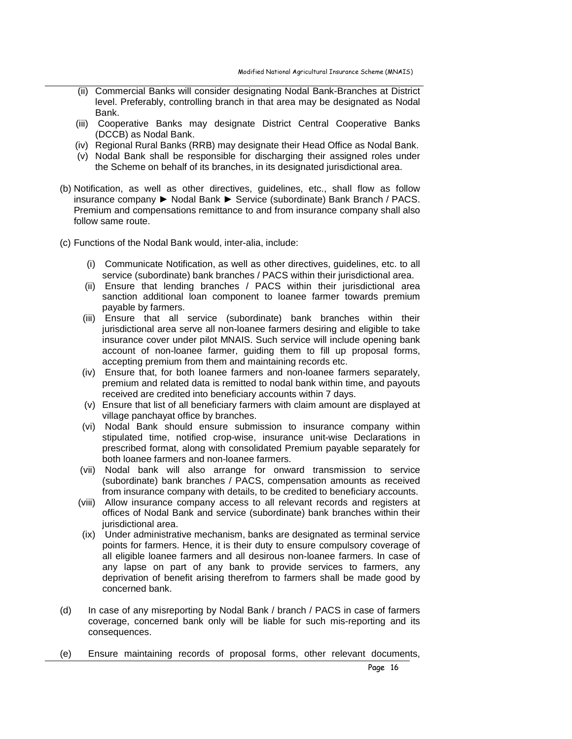(ii) Commercial Banks will consider designating Nodal Bank-Branches at District level. Preferably, controlling branch in that area may be designated as Nodal Bank.

(iii) Cooperative Banks may designate District Central Cooperative Banks (DCCB) as Nodal Bank.

(iv) Regional Rural Banks (RRB) may designate their Head Office as Nodal Bank.

(v) Nodal Bank shall be responsible for discharging their assigned roles under the Scheme on behalf of its branches, in its designated jurisdictional area.

(b) Notification, as well as other directives, guidelines, etc., shall flow as follow insurance company ► Nodal Bank ► Service (subordinate) Bank Branch / PACS. Premium and compensations remittance to and from insurance company shall also follow same route.

(c) Functions of the Nodal Bank would, inter-alia, include:

(i) Communicate Notification, as well as other directives, guidelines, etc. to all service (subordinate) bank branches / PACS within their jurisdictional area.

(ii) Ensure that lending branches / PACS within their jurisdictional area sanction additional loan component to loanee farmer towards premium payable by farmers.

(iii) Ensure that all service (subordinate) bank branches within their jurisdictional area serve all non-loanee farmers desiring and eligible to take insurance cover under pilot MNAIS. Such service will include opening bank account of non-loanee farmer, guiding them to fill up proposal forms, accepting premium from them and maintaining records etc.

(iv) Ensure that, for both loanee farmers and non-loanee farmers separately, premium and related data is remitted to nodal bank within time, and payouts received are credited into beneficiary accounts within 7 days.

(v) Ensure that list of all beneficiary farmers with claim amount are displayed at village panchayat office by branches.

(vi) Nodal Bank should ensure submission to insurance company within stipulated time, notified crop-wise, insurance unit-wise Declarations in prescribed format, along with consolidated Premium payable separately for both loanee farmers and non-loanee farmers.

(vii) Nodal bank will also arrange for onward transmission to service (subordinate) bank branches / PACS, compensation amounts as received from insurance company with details, to be credited to beneficiary accounts.

(viii) Allow insurance company access to all relevant records and registers at offices of Nodal Bank and service (subordinate) bank branches within their jurisdictional area.

(ix) Under administrative mechanism, banks are designated as terminal service points for farmers. Hence, it is their duty to ensure compulsory coverage of all eligible loanee farmers and all desirous non-loanee farmers. In case of any lapse on part of any bank to provide services to farmers, any deprivation of benefit arising therefrom to farmers shall be made good by concerned bank.

(d) In case of any misreporting by Nodal Bank / branch / PACS in case of farmers coverage, concerned bank only will be liable for such mis-reporting and its consequences.

(e) Ensure maintaining records of proposal forms, other relevant documents,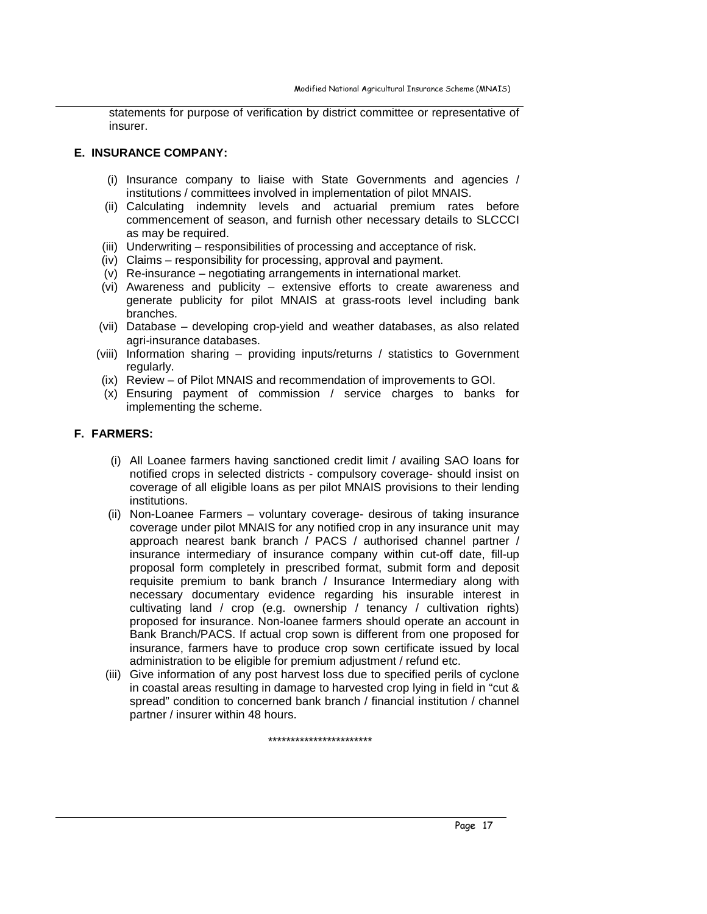statements for purpose of verification by district committee or representative of insurer.

## E. INSURANCE COMPANY:

(i) Insurance company to liaise with State Governments and agencies / institutions / committees involved in implementation of pilot MNAIS.

(ii) Calculating indemnity levels and actuarial premium rates before commencement of season, and furnish other necessary details to SLCCCI as may be required.

(iii) Underwriting – responsibilities of processing and acceptance of risk.

(iv) Claims – responsibility for processing, approval and payment.

(v) Re-insurance – negotiating arrangements in international market.

(vi) Awareness and publicity – extensive efforts to create awareness and generate publicity for pilot MNAIS at grass-roots level including bank branches.

(vii) Database – developing crop-yield and weather databases, as also related agri-insurance databases.

(viii) Information sharing – providing inputs/returns / statistics to Government regularly.

(ix) Review – of Pilot MNAIS and recommendation of improvements to GOI.

(x) Ensuring payment of commission / service charges to banks for implementing the scheme.

## F. FARMERS:

(i) All Loanee farmers having sanctioned credit limit / availing SAO loans for notified crops in selected districts - compulsory coverage- should insist on coverage of all eligible loans as per pilot MNAIS provisions to their lending institutions.

(ii) Non-Loanee Farmers – voluntary coverage- desirous of taking insurance coverage under pilot MNAIS for any notified crop in any insurance unit may approach nearest bank branch / PACS / authorised channel partner / insurance intermediary of insurance company within cut-off date, fill-up proposal form completely in prescribed format, submit form and deposit requisite premium to bank branch / Insurance Intermediary along with necessary documentary evidence regarding his insurable interest in cultivating land / crop (e.g. ownership / tenancy / cultivation rights) proposed for insurance. Non-loanee farmers should operate an account in Bank Branch/PACS. If actual crop sown is different from one proposed for insurance, farmers have to produce crop sown certificate issued by local administration to be eligible for premium adjustment / refund etc.

(iii) Give information of any post harvest loss due to specified perils of cyclone in coastal areas resulting in damage to harvested crop lying in field in "cut & spread" condition to concerned bank branch / financial institution / channel partner / insurer within 48 hours.

**********************